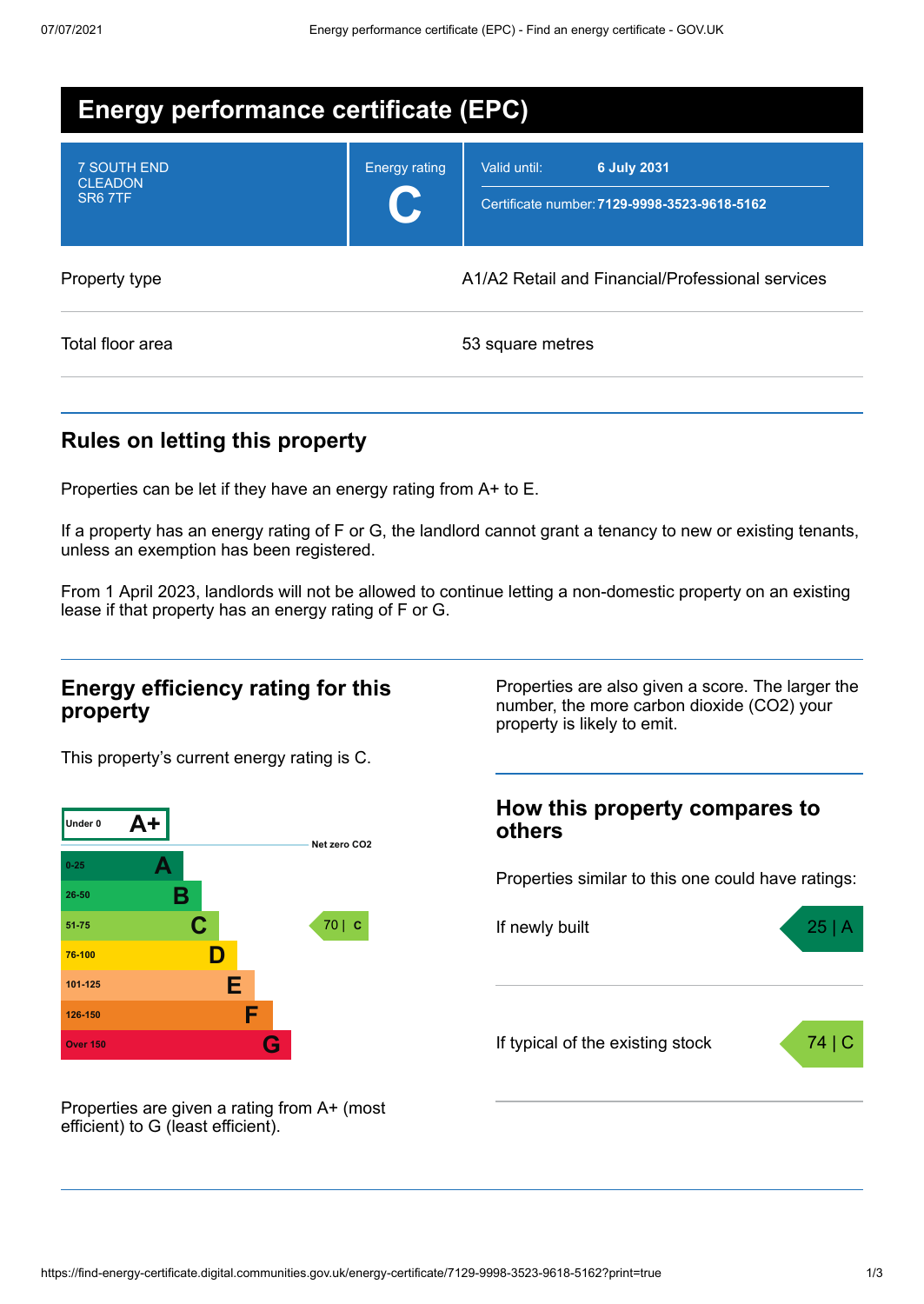# Energy performance certificate (EPC)

| | | |
|---|---|---|
| 7 SOUTH END<br>CLEADON<br>SR6 7TF | Energy rating<br>**C** | Valid until: **6 July 2031**<br>Certificate number: **7129-9998-3523-9618-5162** |

| | |
|---|---|
| Property type | A1/A2 Retail and Financial/Professional services |
| Total floor area | 53 square metres |

## Rules on letting this property

Properties can be let if they have an energy rating from A+ to E.

If a property has an energy rating of F or G, the landlord cannot grant a tenancy to new or existing tenants, unless an exemption has been registered.

From 1 April 2023, landlords will not be allowed to continue letting a non-domestic property on an existing lease if that property has an energy rating of F or G.

## Energy efficiency rating for this property

This property's current energy rating is C.

| Score | Rating | Current |
|---|---|---|
| Under 0 | A+ | |
| | Net zero $CO_2$ | |
| 0-25 | A | |
| 26-50 | B | |
| 51-75 | C | 70 \| C |
| 76-100 | D | |
| 101-125 | E | |
| 126-150 | F | |
| Over 150 | G | |

Properties are given a rating from A+ (most efficient) to G (least efficient).

Properties are also given a score. The larger the number, the more carbon dioxide ($CO_2$) your property is likely to emit.

## How this property compares to others

Properties similar to this one could have ratings:

| | |
|---|---|
| If newly built | 25 \| A |
| If typical of the existing stock | 74 \| C |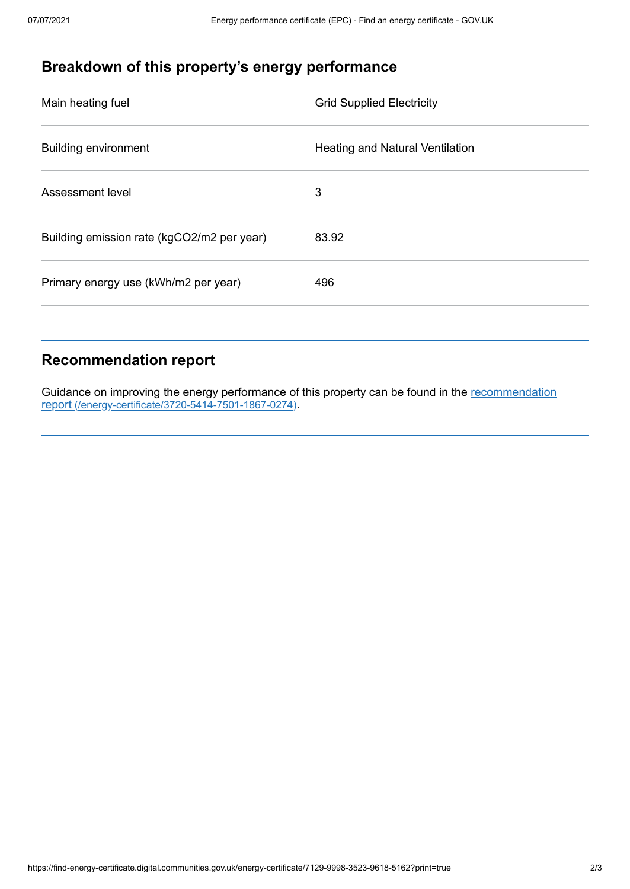## Breakdown of this property's energy performance

| | |
|---|---|
| Main heating fuel | Grid Supplied Electricity |
| Building environment | Heating and Natural Ventilation |
| Assessment level | 3 |
| Building emission rate (kgCO2/m2 per year) | 83.92 |
| Primary energy use (kWh/m2 per year) | 496 |

## Recommendation report

Guidance on improving the energy performance of this property can be found in the [recommendation report (/energy-certificate/3720-5414-7501-1867-0274)](/energy-certificate/3720-5414-7501-1867-0274).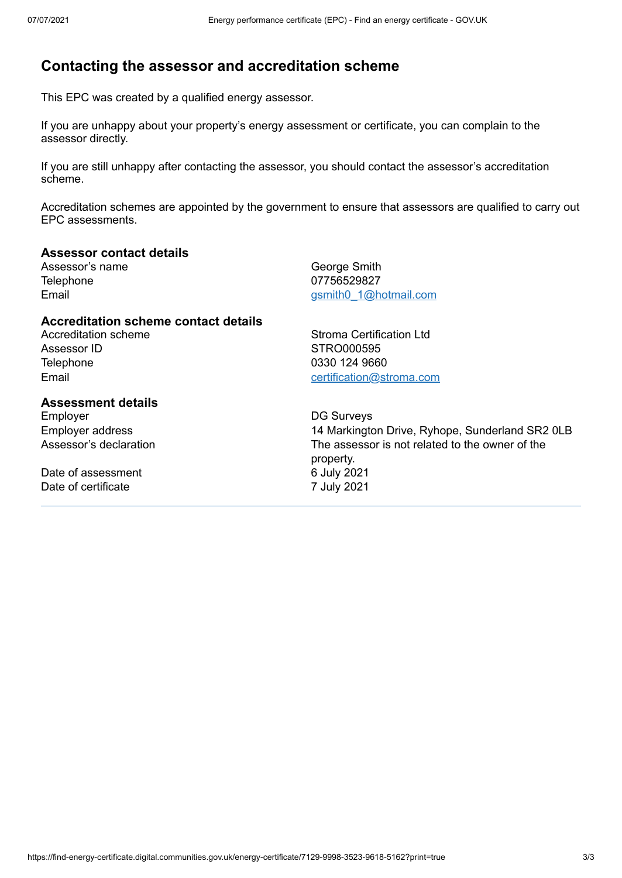## Contacting the assessor and accreditation scheme

This EPC was created by a qualified energy assessor.

If you are unhappy about your property's energy assessment or certificate, you can complain to the assessor directly.

If you are still unhappy after contacting the assessor, you should contact the assessor's accreditation scheme.

Accreditation schemes are appointed by the government to ensure that assessors are qualified to carry out EPC assessments.

### Assessor contact details

| | |
|---|---|
| Assessor's name | George Smith |
| Telephone | 07756529827 |
| Email | gsmith0_1@hotmail.com |

### Accreditation scheme contact details

| | |
|---|---|
| Accreditation scheme | Stroma Certification Ltd |
| Assessor ID | STRO000595 |
| Telephone | 0330 124 9660 |
| Email | certification@stroma.com |

### Assessment details

| | |
|---|---|
| Employer | DG Surveys |
| Employer address | 14 Markington Drive, Ryhope, Sunderland SR2 0LB |
| Assessor's declaration | The assessor is not related to the owner of the property. |
| Date of assessment | 6 July 2021 |
| Date of certificate | 7 July 2021 |